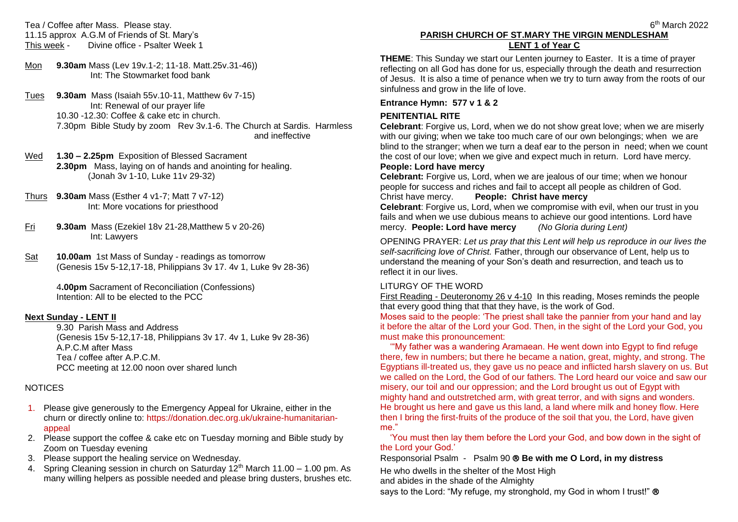Tea / Coffee after Mass. Please stay.
11.15 approx A.G.M of Friends of St. Mary's
This week - Divine office - Psalter Week 1

Mon **9.30am** Mass (Lev 19v.1-2; 11-18. Matt.25v.31-46))
Int: The Stowmarket food bank

Tues **9.30am** Mass (Isaiah 55v.10-11, Matthew 6v 7-15)
Int: Renewal of our prayer life
10.30 -12.30: Coffee & cake etc in church.
7.30pm Bible Study by zoom Rev 3v.1-6. The Church at Sardis. Harmless and ineffective

Wed **1.30 – 2.25pm** Exposition of Blessed Sacrament
**2.30pm** Mass, laying on of hands and anointing for healing.
(Jonah 3v 1-10, Luke 11v 29-32)

Thurs **9.30am** Mass (Esther 4 v1-7; Matt 7 v7-12)
Int: More vocations for priesthood

Fri **9.30am** Mass (Ezekiel 18v 21-28,Matthew 5 v 20-26)
Int: Lawyers

Sat **10.00am** 1st Mass of Sunday - readings as tomorrow
(Genesis 15v 5-12,17-18, Philippians 3v 17. 4v 1, Luke 9v 28-36)

4**.00pm** Sacrament of Reconciliation (Confessions)
Intention: All to be elected to the PCC

**Next Sunday - LENT II**

9.30 Parish Mass and Address
(Genesis 15v 5-12,17-18, Philippians 3v 17. 4v 1, Luke 9v 28-36)
A.P.C.M after Mass
Tea / coffee after A.P.C.M.
PCC meeting at 12.00 noon over shared lunch

NOTICES

1. Please give generously to the Emergency Appeal for Ukraine, either in the churn or directly online to: https://donation.dec.org.uk/ukraine-humanitarian-appeal
2. Please support the coffee & cake etc on Tuesday morning and Bible study by Zoom on Tuesday evening
3. Please support the healing service on Wednesday.
4. Spring Cleaning session in church on Saturday 12th March 11.00 – 1.00 pm. As many willing helpers as possible needed and please bring dusters, brushes etc.

6th March 2022

**PARISH CHURCH OF ST.MARY THE VIRGIN MENDLESHAM**
**LENT 1 of Year C**

**THEME**: This Sunday we start our Lenten journey to Easter. It is a time of prayer reflecting on all God has done for us, especially through the death and resurrection of Jesus. It is also a time of penance when we try to turn away from the roots of our sinfulness and grow in the life of love.

**Entrance Hymn: 577 v 1 & 2**

**PENITENTIAL RITE**

**Celebrant**: Forgive us, Lord, when we do not show great love; when we are miserly with our giving; when we take too much care of our own belongings; when we are blind to the stranger; when we turn a deaf ear to the person in need; when we count the cost of our love; when we give and expect much in return. Lord have mercy.
**People: Lord have mercy**

**Celebrant:** Forgive us, Lord, when we are jealous of our time; when we honour people for success and riches and fail to accept all people as children of God. Christ have mercy. **People: Christ have mercy**

**Celebrant**: Forgive us, Lord, when we compromise with evil, when our trust in you fails and when we use dubious means to achieve our good intentions. Lord have mercy. **People: Lord have mercy** *(No Gloria during Lent)*

OPENING PRAYER: *Let us pray that this Lent will help us reproduce in our lives the self-sacrificing love of Christ.* Father, through our observance of Lent, help us to understand the meaning of your Son's death and resurrection, and teach us to reflect it in our lives.

LITURGY OF THE WORD

First Reading - Deuteronomy 26 v 4-10 In this reading, Moses reminds the people that every good thing that that they have, is the work of God.

Moses said to the people: 'The priest shall take the pannier from your hand and lay it before the altar of the Lord your God. Then, in the sight of the Lord your God, you must make this pronouncement:

'"My father was a wandering Aramaean. He went down into Egypt to find refuge there, few in numbers; but there he became a nation, great, mighty, and strong. The Egyptians ill-treated us, they gave us no peace and inflicted harsh slavery on us. But we called on the Lord, the God of our fathers. The Lord heard our voice and saw our misery, our toil and our oppression; and the Lord brought us out of Egypt with mighty hand and outstretched arm, with great terror, and with signs and wonders. He brought us here and gave us this land, a land where milk and honey flow. Here then I bring the first-fruits of the produce of the soil that you, the Lord, have given me."

'You must then lay them before the Lord your God, and bow down in the sight of the Lord your God.'

Responsorial Psalm - Psalm 90 ℟ **Be with me O Lord, in my distress**

He who dwells in the shelter of the Most High
and abides in the shade of the Almighty
says to the Lord: "My refuge, my stronghold, my God in whom I trust!" ℟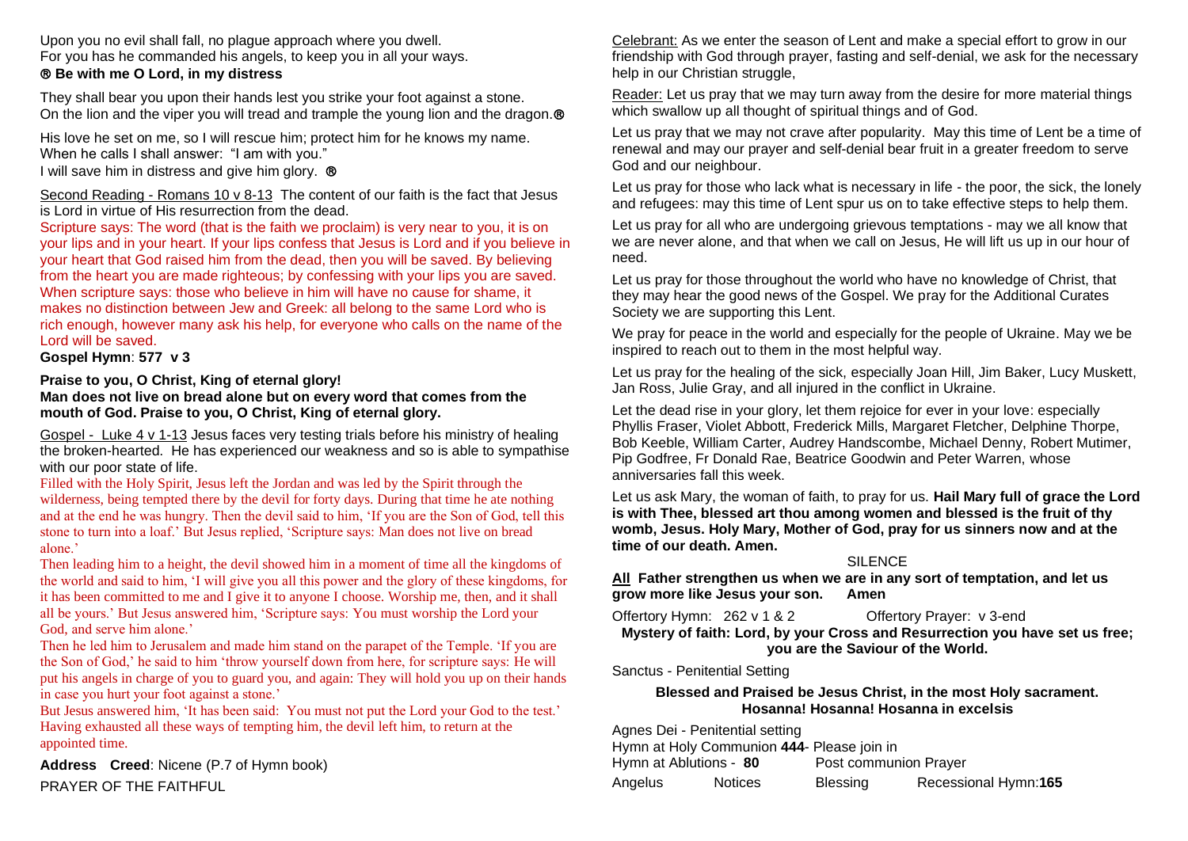Upon you no evil shall fall, no plague approach where you dwell.
For you has he commanded his angels, to keep you in all your ways.
**® Be with me O Lord, in my distress**

They shall bear you upon their hands lest you strike your foot against a stone.
On the lion and the viper you will tread and trample the young lion and the dragon.®

His love he set on me, so I will rescue him; protect him for he knows my name.
When he calls I shall answer: "I am with you."
I will save him in distress and give him glory. ®

Second Reading - Romans 10 v 8-13 The content of our faith is the fact that Jesus is Lord in virtue of His resurrection from the dead.

Scripture says: The word (that is the faith we proclaim) is very near to you, it is on your lips and in your heart. If your lips confess that Jesus is Lord and if you believe in your heart that God raised him from the dead, then you will be saved. By believing from the heart you are made righteous; by confessing with your lips you are saved. When scripture says: those who believe in him will have no cause for shame, it makes no distinction between Jew and Greek: all belong to the same Lord who is rich enough, however many ask his help, for everyone who calls on the name of the Lord will be saved.

**Gospel Hymn**: **577 v 3**

**Praise to you, O Christ, King of eternal glory!**
**Man does not live on bread alone but on every word that comes from the mouth of God. Praise to you, O Christ, King of eternal glory.**

Gospel - Luke 4 v 1-13 Jesus faces very testing trials before his ministry of healing the broken-hearted. He has experienced our weakness and so is able to sympathise with our poor state of life.

Filled with the Holy Spirit, Jesus left the Jordan and was led by the Spirit through the wilderness, being tempted there by the devil for forty days. During that time he ate nothing and at the end he was hungry. Then the devil said to him, 'If you are the Son of God, tell this stone to turn into a loaf.' But Jesus replied, 'Scripture says: Man does not live on bread alone.'

Then leading him to a height, the devil showed him in a moment of time all the kingdoms of the world and said to him, 'I will give you all this power and the glory of these kingdoms, for it has been committed to me and I give it to anyone I choose. Worship me, then, and it shall all be yours.' But Jesus answered him, 'Scripture says: You must worship the Lord your God, and serve him alone.'

Then he led him to Jerusalem and made him stand on the parapet of the Temple. 'If you are the Son of God,' he said to him 'throw yourself down from here, for scripture says: He will put his angels in charge of you to guard you, and again: They will hold you up on their hands in case you hurt your foot against a stone.'

But Jesus answered him, 'It has been said: You must not put the Lord your God to the test.' Having exhausted all these ways of tempting him, the devil left him, to return at the appointed time.

**Address** **Creed**: Nicene (P.7 of Hymn book)

PRAYER OF THE FAITHFUL

Celebrant: As we enter the season of Lent and make a special effort to grow in our friendship with God through prayer, fasting and self-denial, we ask for the necessary help in our Christian struggle,

Reader: Let us pray that we may turn away from the desire for more material things which swallow up all thought of spiritual things and of God.

Let us pray that we may not crave after popularity. May this time of Lent be a time of renewal and may our prayer and self-denial bear fruit in a greater freedom to serve God and our neighbour.

Let us pray for those who lack what is necessary in life - the poor, the sick, the lonely and refugees: may this time of Lent spur us on to take effective steps to help them.

Let us pray for all who are undergoing grievous temptations - may we all know that we are never alone, and that when we call on Jesus, He will lift us up in our hour of need.

Let us pray for those throughout the world who have no knowledge of Christ, that they may hear the good news of the Gospel. We pray for the Additional Curates Society we are supporting this Lent.

We pray for peace in the world and especially for the people of Ukraine. May we be inspired to reach out to them in the most helpful way.

Let us pray for the healing of the sick, especially Joan Hill, Jim Baker, Lucy Muskett, Jan Ross, Julie Gray, and all injured in the conflict in Ukraine.

Let the dead rise in your glory, let them rejoice for ever in your love: especially Phyllis Fraser, Violet Abbott, Frederick Mills, Margaret Fletcher, Delphine Thorpe, Bob Keeble, William Carter, Audrey Handscombe, Michael Denny, Robert Mutimer, Pip Godfree, Fr Donald Rae, Beatrice Goodwin and Peter Warren, whose anniversaries fall this week.

Let us ask Mary, the woman of faith, to pray for us. **Hail Mary full of grace the Lord is with Thee, blessed art thou among women and blessed is the fruit of thy womb, Jesus. Holy Mary, Mother of God, pray for us sinners now and at the time of our death. Amen.**

SILENCE

**All Father strengthen us when we are in any sort of temptation, and let us grow more like Jesus your son. Amen**

Offertory Hymn: 262 v 1 & 2 Offertory Prayer: v 3-end

**Mystery of faith: Lord, by your Cross and Resurrection you have set us free; you are the Saviour of the World.**

Sanctus - Penitential Setting

**Blessed and Praised be Jesus Christ, in the most Holy sacrament.**
**Hosanna! Hosanna! Hosanna in excelsis**

Agnes Dei - Penitential setting
Hymn at Holy Communion **444**- Please join in
Hymn at Ablutions - **80** Post communion Prayer
Angelus Notices Blessing Recessional Hymn:**165**